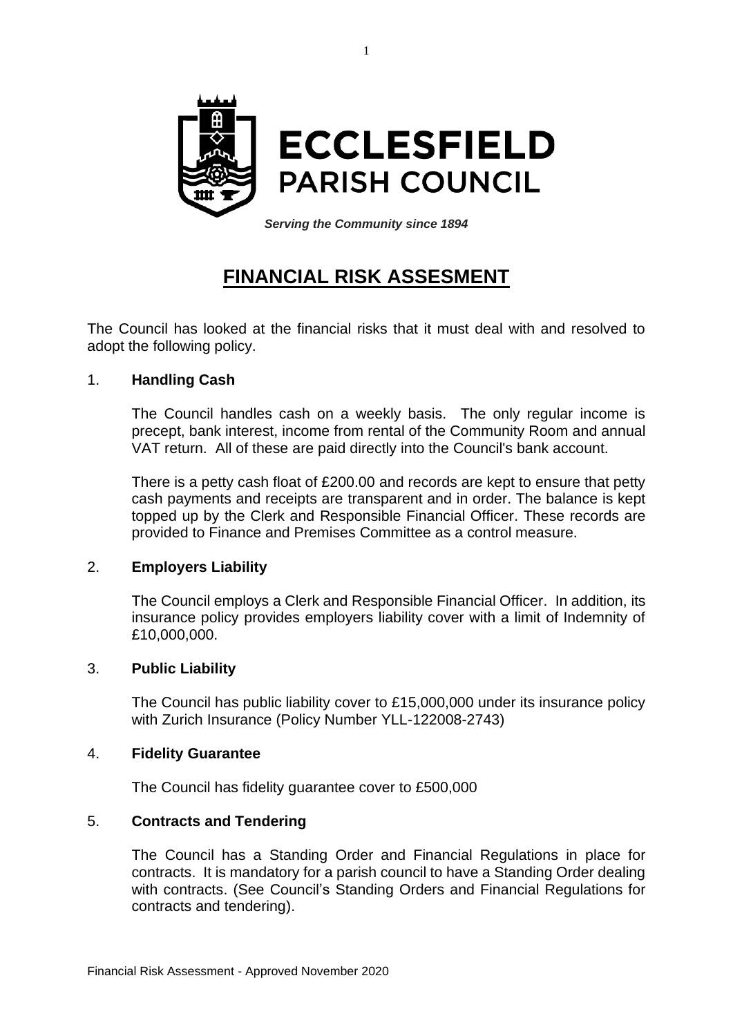**ECCLESFIELD PARISH COUNCIL**

***Serving the Community since 1894***

# FINANCIAL RISK ASSESMENT

The Council has looked at the financial risks that it must deal with and resolved to adopt the following policy.

## 1. Handling Cash

The Council handles cash on a weekly basis. The only regular income is precept, bank interest, income from rental of the Community Room and annual VAT return. All of these are paid directly into the Council's bank account.

There is a petty cash float of £200.00 and records are kept to ensure that petty cash payments and receipts are transparent and in order. The balance is kept topped up by the Clerk and Responsible Financial Officer. These records are provided to Finance and Premises Committee as a control measure.

## 2. Employers Liability

The Council employs a Clerk and Responsible Financial Officer. In addition, its insurance policy provides employers liability cover with a limit of Indemnity of £10,000,000.

## 3. Public Liability

The Council has public liability cover to £15,000,000 under its insurance policy with Zurich Insurance (Policy Number YLL-122008-2743)

## 4. Fidelity Guarantee

The Council has fidelity guarantee cover to £500,000

## 5. Contracts and Tendering

The Council has a Standing Order and Financial Regulations in place for contracts. It is mandatory for a parish council to have a Standing Order dealing with contracts. (See Council's Standing Orders and Financial Regulations for contracts and tendering).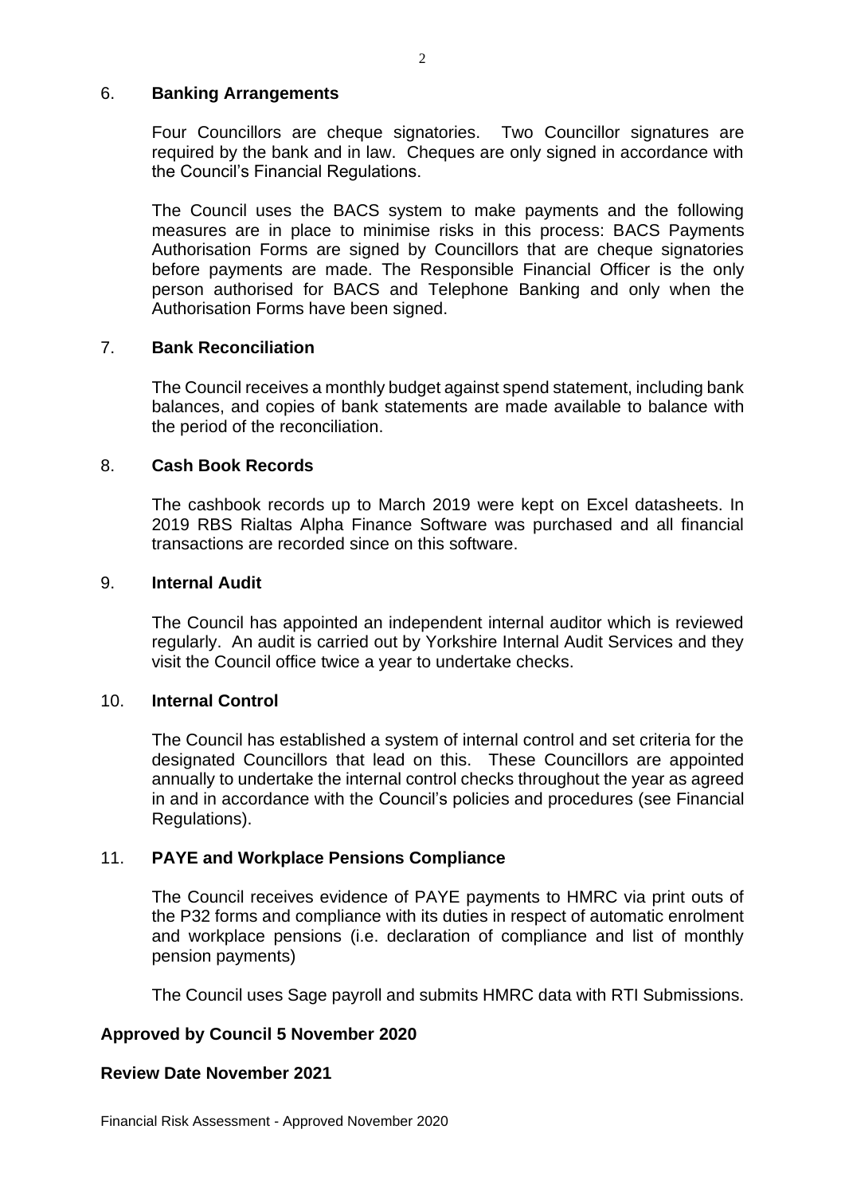6. **Banking Arrangements**

   Four Councillors are cheque signatories. Two Councillor signatures are required by the bank and in law. Cheques are only signed in accordance with the Council's Financial Regulations.

   The Council uses the BACS system to make payments and the following measures are in place to minimise risks in this process: BACS Payments Authorisation Forms are signed by Councillors that are cheque signatories before payments are made. The Responsible Financial Officer is the only person authorised for BACS and Telephone Banking and only when the Authorisation Forms have been signed.

7. **Bank Reconciliation**

   The Council receives a monthly budget against spend statement, including bank balances, and copies of bank statements are made available to balance with the period of the reconciliation.

8. **Cash Book Records**

   The cashbook records up to March 2019 were kept on Excel datasheets. In 2019 RBS Rialtas Alpha Finance Software was purchased and all financial transactions are recorded since on this software.

9. **Internal Audit**

   The Council has appointed an independent internal auditor which is reviewed regularly. An audit is carried out by Yorkshire Internal Audit Services and they visit the Council office twice a year to undertake checks.

10. **Internal Control**

    The Council has established a system of internal control and set criteria for the designated Councillors that lead on this. These Councillors are appointed annually to undertake the internal control checks throughout the year as agreed in and in accordance with the Council's policies and procedures (see Financial Regulations).

11. **PAYE and Workplace Pensions Compliance**

    The Council receives evidence of PAYE payments to HMRC via print outs of the P32 forms and compliance with its duties in respect of automatic enrolment and workplace pensions (i.e. declaration of compliance and list of monthly pension payments)

    The Council uses Sage payroll and submits HMRC data with RTI Submissions.

**Approved by Council 5 November 2020**

**Review Date November 2021**